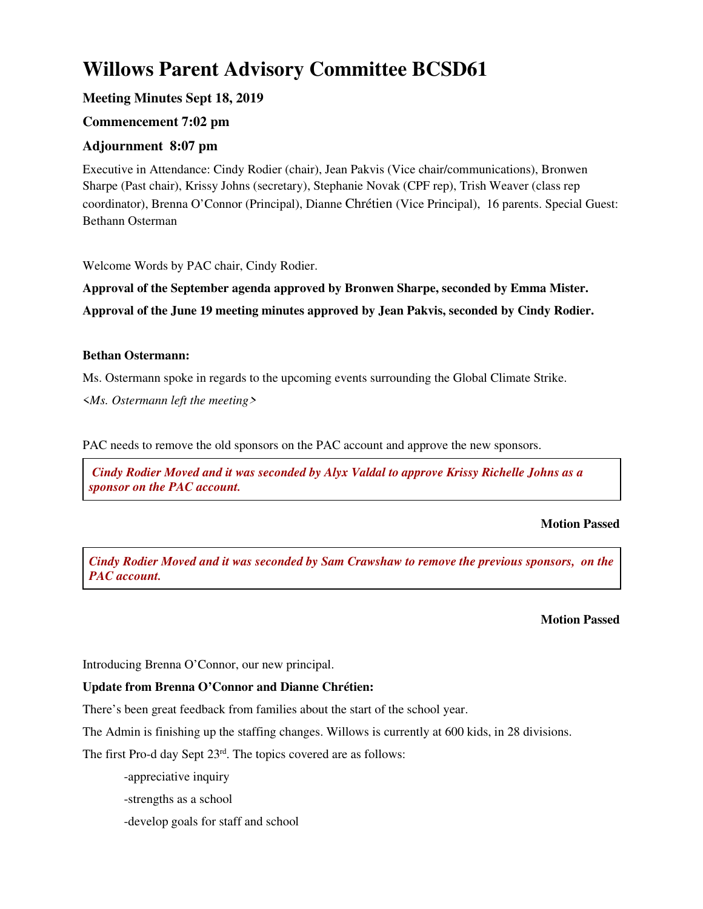# Willows Parent Advisory Committee BCSD61

### Meeting Minutes Sept 18, 2019

### Commencement 7:02 pm

### Adjournment 8:07 pm

Executive in Attendance: Cindy Rodier (chair), Jean Pakvis (Vice chair/communications), Bronwen Sharpe (Past chair), Krissy Johns (secretary), Stephanie Novak (CPF rep), Trish Weaver (class rep coordinator), Brenna O'Connor (Principal), Dianne Chrétien (Vice Principal), 16 parents. Special Guest: Bethann Osterman

Welcome Words by PAC chair, Cindy Rodier.

**Approval of the September agenda approved by Bronwen Sharpe, seconded by Emma Mister.**

**Approval of the June 19 meeting minutes approved by Jean Pakvis, seconded by Cindy Rodier.**

**Bethan Ostermann:**

Ms. Ostermann spoke in regards to the upcoming events surrounding the Global Climate Strike.

*<Ms. Ostermann left the meeting>*

PAC needs to remove the old sponsors on the PAC account and approve the new sponsors.

***Cindy Rodier Moved and it was seconded by Alyx Valdal to approve Krissy Richelle Johns as a sponsor on the PAC account.***

**Motion Passed**

***Cindy Rodier Moved and it was seconded by Sam Crawshaw to remove the previous sponsors, on the PAC account.***

**Motion Passed**

Introducing Brenna O'Connor, our new principal.

**Update from Brenna O'Connor and Dianne Chrétien:**

There's been great feedback from families about the start of the school year.

The Admin is finishing up the staffing changes. Willows is currently at 600 kids, in 28 divisions.

The first Pro-d day Sept 23rd. The topics covered are as follows:

- appreciative inquiry
- strengths as a school
- develop goals for staff and school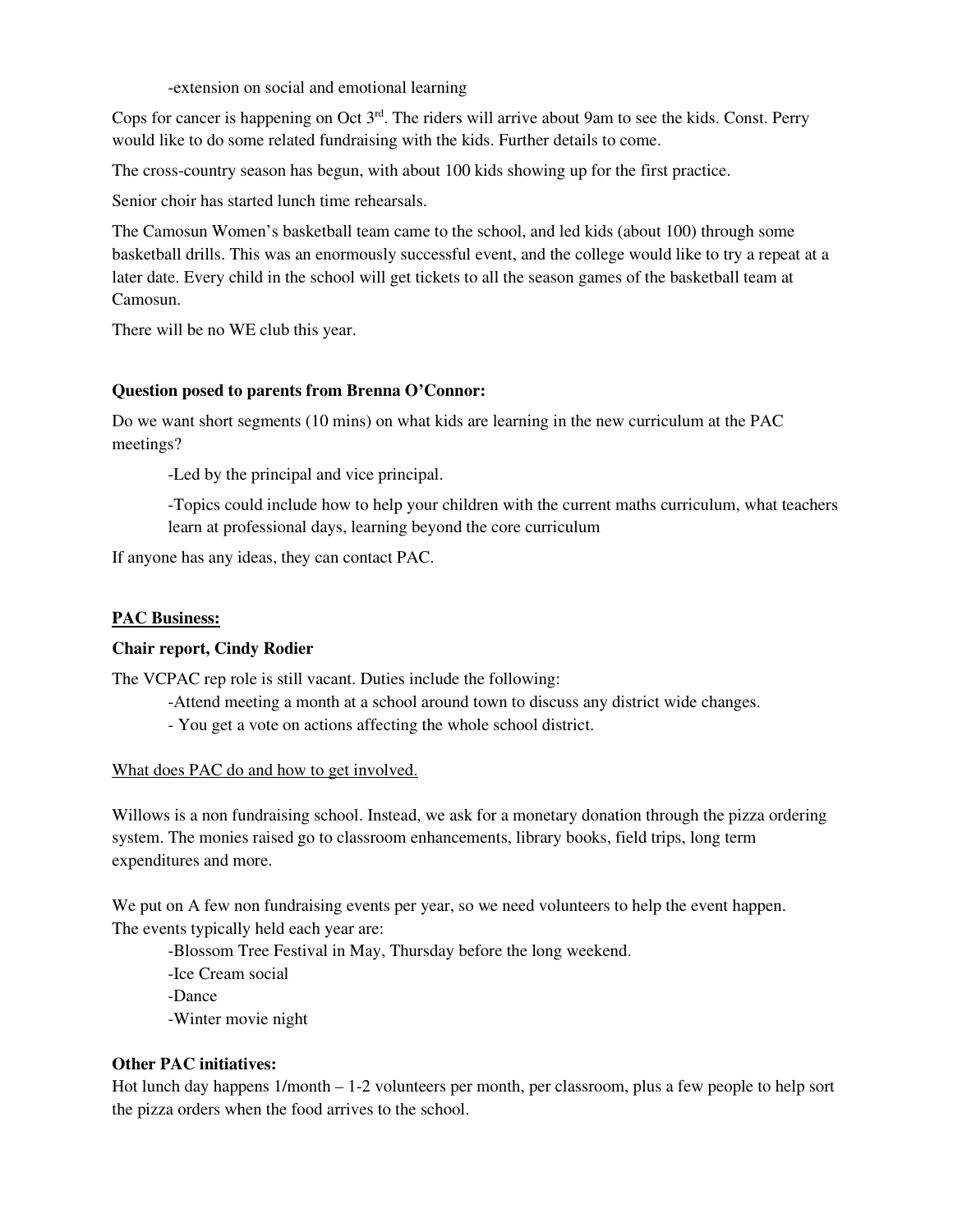-extension on social and emotional learning

Cops for cancer is happening on Oct 3rd. The riders will arrive about 9am to see the kids. Const. Perry would like to do some related fundraising with the kids. Further details to come.

The cross-country season has begun, with about 100 kids showing up for the first practice.

Senior choir has started lunch time rehearsals.

The Camosun Women's basketball team came to the school, and led kids (about 100) through some basketball drills. This was an enormously successful event, and the college would like to try a repeat at a later date. Every child in the school will get tickets to all the season games of the basketball team at Camosun.

There will be no WE club this year.

**Question posed to parents from Brenna O'Connor:**

Do we want short segments (10 mins) on what kids are learning in the new curriculum at the PAC meetings?

-Led by the principal and vice principal.

-Topics could include how to help your children with the current maths curriculum, what teachers learn at professional days, learning beyond the core curriculum

If anyone has any ideas, they can contact PAC.

**PAC Business:**

**Chair report, Cindy Rodier**

The VCPAC rep role is still vacant. Duties include the following:

-Attend meeting a month at a school around town to discuss any district wide changes.

- You get a vote on actions affecting the whole school district.

What does PAC do and how to get involved.

Willows is a non fundraising school. Instead, we ask for a monetary donation through the pizza ordering system. The monies raised go to classroom enhancements, library books, field trips, long term expenditures and more.

We put on A few non fundraising events per year, so we need volunteers to help the event happen. The events typically held each year are:

-Blossom Tree Festival in May, Thursday before the long weekend.

-Ice Cream social

-Dance

-Winter movie night

**Other PAC initiatives:**

Hot lunch day happens 1/month – 1-2 volunteers per month, per classroom, plus a few people to help sort the pizza orders when the food arrives to the school.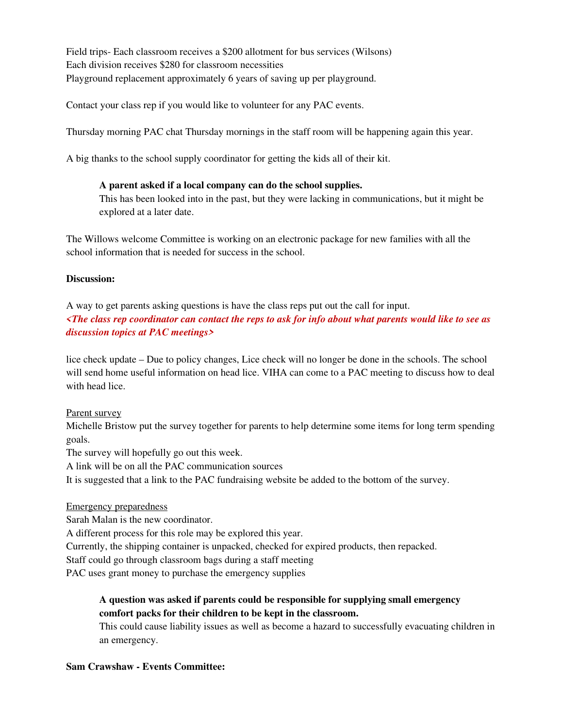Field trips- Each classroom receives a $200 allotment for bus services (Wilsons)
Each division receives $280 for classroom necessities
Playground replacement approximately 6 years of saving up per playground.

Contact your class rep if you would like to volunteer for any PAC events.

Thursday morning PAC chat Thursday mornings in the staff room will be happening again this year.

A big thanks to the school supply coordinator for getting the kids all of their kit.

> **A parent asked if a local company can do the school supplies.**
> This has been looked into in the past, but they were lacking in communications, but it might be explored at a later date.

The Willows welcome Committee is working on an electronic package for new families with all the school information that is needed for success in the school.

**Discussion:**

A way to get parents asking questions is have the class reps put out the call for input.
***<The class rep coordinator can contact the reps to ask for info about what parents would like to see as discussion topics at PAC meetings>***

lice check update – Due to policy changes, Lice check will no longer be done in the schools. The school will send home useful information on head lice. VIHA can come to a PAC meeting to discuss how to deal with head lice.

<u>Parent survey</u>
Michelle Bristow put the survey together for parents to help determine some items for long term spending goals.
The survey will hopefully go out this week.
A link will be on all the PAC communication sources
It is suggested that a link to the PAC fundraising website be added to the bottom of the survey.

<u>Emergency preparedness</u>
Sarah Malan is the new coordinator.
A different process for this role may be explored this year.
Currently, the shipping container is unpacked, checked for expired products, then repacked.
Staff could go through classroom bags during a staff meeting
PAC uses grant money to purchase the emergency supplies

> **A question was asked if parents could be responsible for supplying small emergency comfort packs for their children to be kept in the classroom.**
> This could cause liability issues as well as become a hazard to successfully evacuating children in an emergency.

**Sam Crawshaw - Events Committee:**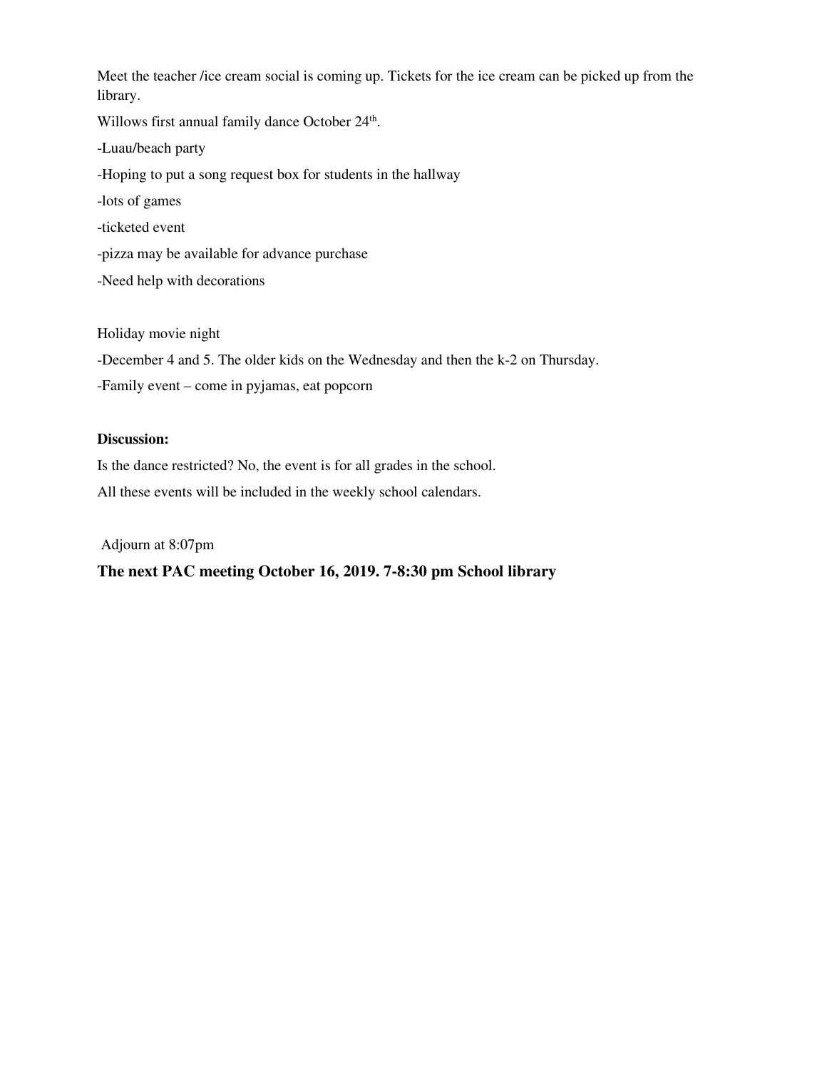Meet the teacher /ice cream social is coming up. Tickets for the ice cream can be picked up from the library.

Willows first annual family dance October 24th.

-Luau/beach party

-Hoping to put a song request box for students in the hallway

-lots of games

-ticketed event

-pizza may be available for advance purchase

-Need help with decorations

Holiday movie night

-December 4 and 5. The older kids on the Wednesday and then the k-2 on Thursday.

-Family event – come in pyjamas, eat popcorn

**Discussion:**

Is the dance restricted? No, the event is for all grades in the school.

All these events will be included in the weekly school calendars.

Adjourn at 8:07pm

**The next PAC meeting October 16, 2019. 7-8:30 pm School library**